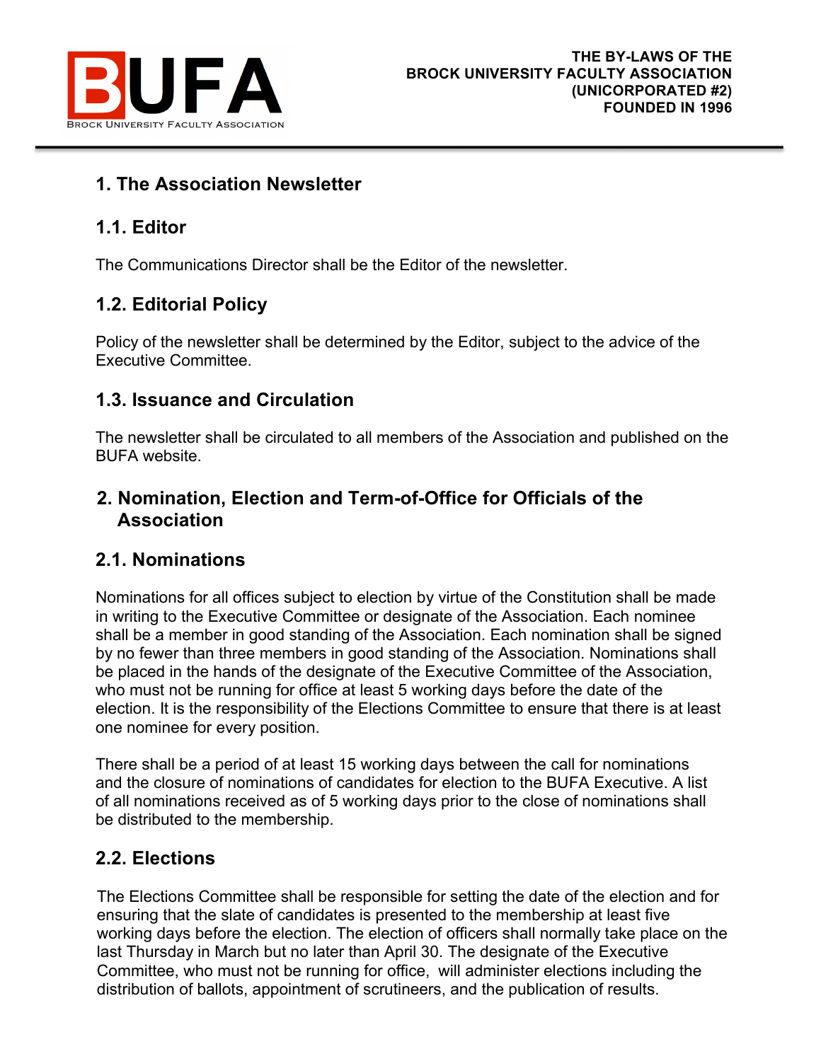BUFA
Brock University Faculty Association

**THE BY-LAWS OF THE BROCK UNIVERSITY FACULTY ASSOCIATION (UNICORPORATED #2) FOUNDED IN 1996**

## 1. The Association Newsletter

### 1.1. Editor

The Communications Director shall be the Editor of the newsletter.

### 1.2. Editorial Policy

Policy of the newsletter shall be determined by the Editor, subject to the advice of the Executive Committee.

### 1.3. Issuance and Circulation

The newsletter shall be circulated to all members of the Association and published on the BUFA website.

## 2. Nomination, Election and Term-of-Office for Officials of the Association

### 2.1. Nominations

Nominations for all offices subject to election by virtue of the Constitution shall be made in writing to the Executive Committee or designate of the Association. Each nominee shall be a member in good standing of the Association. Each nomination shall be signed by no fewer than three members in good standing of the Association. Nominations shall be placed in the hands of the designate of the Executive Committee of the Association, who must not be running for office at least 5 working days before the date of the election. It is the responsibility of the Elections Committee to ensure that there is at least one nominee for every position.

There shall be a period of at least 15 working days between the call for nominations and the closure of nominations of candidates for election to the BUFA Executive. A list of all nominations received as of 5 working days prior to the close of nominations shall be distributed to the membership.

### 2.2. Elections

The Elections Committee shall be responsible for setting the date of the election and for ensuring that the slate of candidates is presented to the membership at least five working days before the election. The election of officers shall normally take place on the last Thursday in March but no later than April 30. The designate of the Executive Committee, who must not be running for office, will administer elections including the distribution of ballots, appointment of scrutineers, and the publication of results.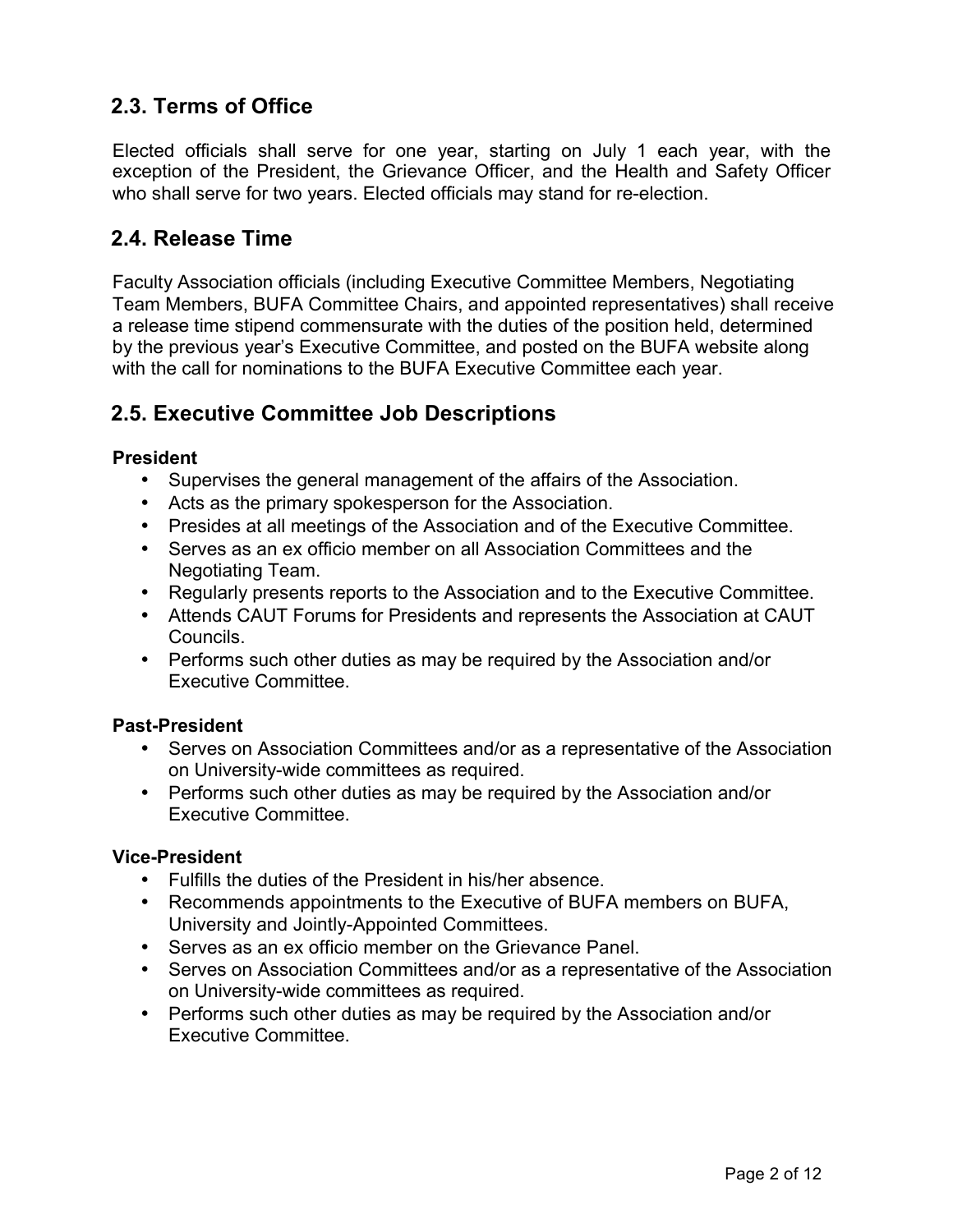## 2.3. Terms of Office

Elected officials shall serve for one year, starting on July 1 each year, with the exception of the President, the Grievance Officer, and the Health and Safety Officer who shall serve for two years. Elected officials may stand for re-election.

## 2.4. Release Time

Faculty Association officials (including Executive Committee Members, Negotiating Team Members, BUFA Committee Chairs, and appointed representatives) shall receive a release time stipend commensurate with the duties of the position held, determined by the previous year's Executive Committee, and posted on the BUFA website along with the call for nominations to the BUFA Executive Committee each year.

## 2.5. Executive Committee Job Descriptions

**President**

- Supervises the general management of the affairs of the Association.
- Acts as the primary spokesperson for the Association.
- Presides at all meetings of the Association and of the Executive Committee.
- Serves as an ex officio member on all Association Committees and the Negotiating Team.
- Regularly presents reports to the Association and to the Executive Committee.
- Attends CAUT Forums for Presidents and represents the Association at CAUT Councils.
- Performs such other duties as may be required by the Association and/or Executive Committee.

**Past-President**

- Serves on Association Committees and/or as a representative of the Association on University-wide committees as required.
- Performs such other duties as may be required by the Association and/or Executive Committee.

**Vice-President**

- Fulfills the duties of the President in his/her absence.
- Recommends appointments to the Executive of BUFA members on BUFA, University and Jointly-Appointed Committees.
- Serves as an ex officio member on the Grievance Panel.
- Serves on Association Committees and/or as a representative of the Association on University-wide committees as required.
- Performs such other duties as may be required by the Association and/or Executive Committee.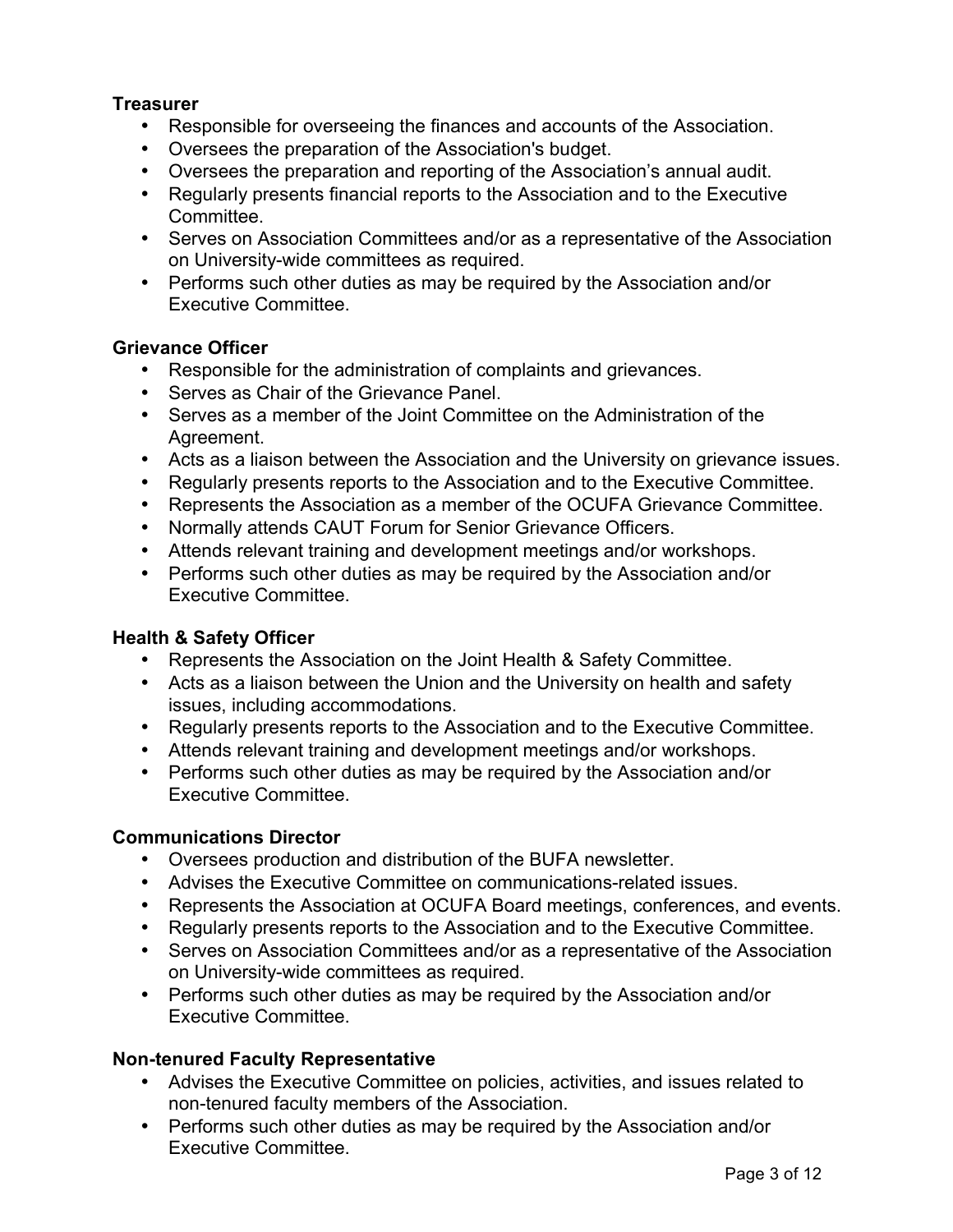**Treasurer**

- Responsible for overseeing the finances and accounts of the Association.
- Oversees the preparation of the Association's budget.
- Oversees the preparation and reporting of the Association's annual audit.
- Regularly presents financial reports to the Association and to the Executive Committee.
- Serves on Association Committees and/or as a representative of the Association on University-wide committees as required.
- Performs such other duties as may be required by the Association and/or Executive Committee.

**Grievance Officer**

- Responsible for the administration of complaints and grievances.
- Serves as Chair of the Grievance Panel.
- Serves as a member of the Joint Committee on the Administration of the Agreement.
- Acts as a liaison between the Association and the University on grievance issues.
- Regularly presents reports to the Association and to the Executive Committee.
- Represents the Association as a member of the OCUFA Grievance Committee.
- Normally attends CAUT Forum for Senior Grievance Officers.
- Attends relevant training and development meetings and/or workshops.
- Performs such other duties as may be required by the Association and/or Executive Committee.

**Health & Safety Officer**

- Represents the Association on the Joint Health & Safety Committee.
- Acts as a liaison between the Union and the University on health and safety issues, including accommodations.
- Regularly presents reports to the Association and to the Executive Committee.
- Attends relevant training and development meetings and/or workshops.
- Performs such other duties as may be required by the Association and/or Executive Committee.

**Communications Director**

- Oversees production and distribution of the BUFA newsletter.
- Advises the Executive Committee on communications-related issues.
- Represents the Association at OCUFA Board meetings, conferences, and events.
- Regularly presents reports to the Association and to the Executive Committee.
- Serves on Association Committees and/or as a representative of the Association on University-wide committees as required.
- Performs such other duties as may be required by the Association and/or Executive Committee.

**Non-tenured Faculty Representative**

- Advises the Executive Committee on policies, activities, and issues related to non-tenured faculty members of the Association.
- Performs such other duties as may be required by the Association and/or Executive Committee.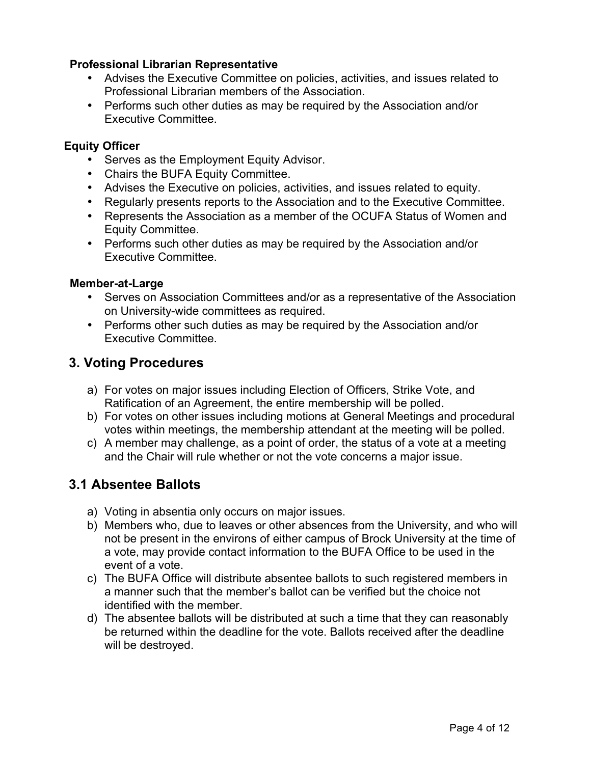**Professional Librarian Representative**

- Advises the Executive Committee on policies, activities, and issues related to Professional Librarian members of the Association.
- Performs such other duties as may be required by the Association and/or Executive Committee.

**Equity Officer**

- Serves as the Employment Equity Advisor.
- Chairs the BUFA Equity Committee.
- Advises the Executive on policies, activities, and issues related to equity.
- Regularly presents reports to the Association and to the Executive Committee.
- Represents the Association as a member of the OCUFA Status of Women and Equity Committee.
- Performs such other duties as may be required by the Association and/or Executive Committee.

**Member-at-Large**

- Serves on Association Committees and/or as a representative of the Association on University-wide committees as required.
- Performs other such duties as may be required by the Association and/or Executive Committee.

## 3. Voting Procedures

a) For votes on major issues including Election of Officers, Strike Vote, and Ratification of an Agreement, the entire membership will be polled.
b) For votes on other issues including motions at General Meetings and procedural votes within meetings, the membership attendant at the meeting will be polled.
c) A member may challenge, as a point of order, the status of a vote at a meeting and the Chair will rule whether or not the vote concerns a major issue.

## 3.1 Absentee Ballots

a) Voting in absentia only occurs on major issues.
b) Members who, due to leaves or other absences from the University, and who will not be present in the environs of either campus of Brock University at the time of a vote, may provide contact information to the BUFA Office to be used in the event of a vote.
c) The BUFA Office will distribute absentee ballots to such registered members in a manner such that the member's ballot can be verified but the choice not identified with the member.
d) The absentee ballots will be distributed at such a time that they can reasonably be returned within the deadline for the vote. Ballots received after the deadline will be destroyed.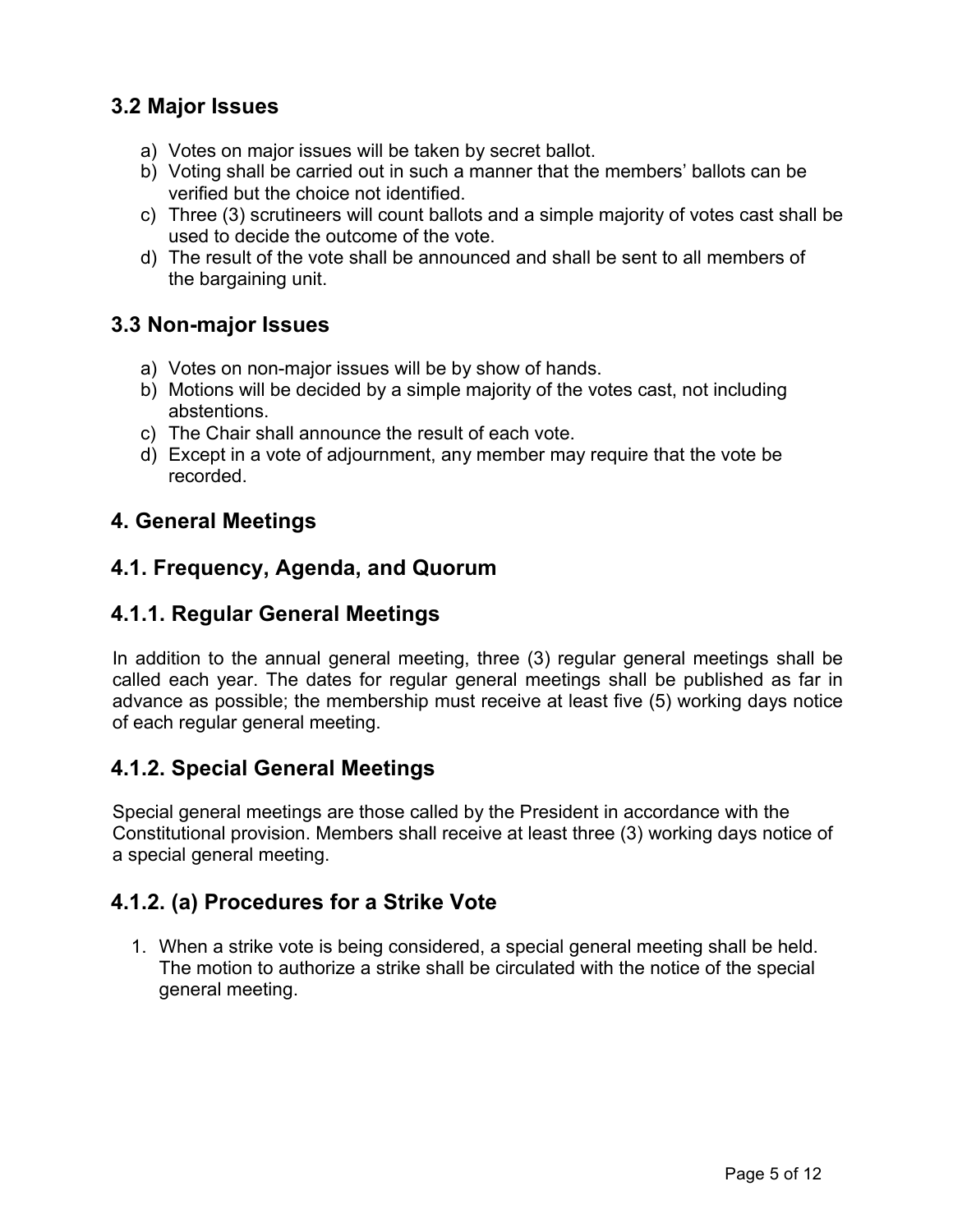## 3.2 Major Issues

a) Votes on major issues will be taken by secret ballot.
b) Voting shall be carried out in such a manner that the members' ballots can be verified but the choice not identified.
c) Three (3) scrutineers will count ballots and a simple majority of votes cast shall be used to decide the outcome of the vote.
d) The result of the vote shall be announced and shall be sent to all members of the bargaining unit.

## 3.3 Non-major Issues

a) Votes on non-major issues will be by show of hands.
b) Motions will be decided by a simple majority of the votes cast, not including abstentions.
c) The Chair shall announce the result of each vote.
d) Except in a vote of adjournment, any member may require that the vote be recorded.

## 4. General Meetings

## 4.1. Frequency, Agenda, and Quorum

## 4.1.1. Regular General Meetings

In addition to the annual general meeting, three (3) regular general meetings shall be called each year. The dates for regular general meetings shall be published as far in advance as possible; the membership must receive at least five (5) working days notice of each regular general meeting.

## 4.1.2. Special General Meetings

Special general meetings are those called by the President in accordance with the Constitutional provision. Members shall receive at least three (3) working days notice of a special general meeting.

## 4.1.2. (a) Procedures for a Strike Vote

1. When a strike vote is being considered, a special general meeting shall be held. The motion to authorize a strike shall be circulated with the notice of the special general meeting.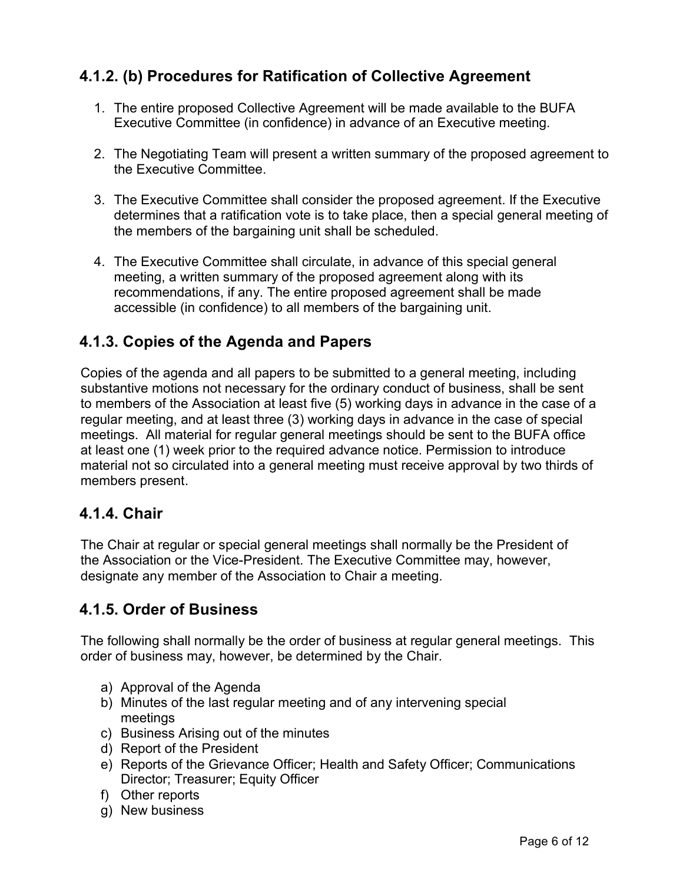### 4.1.2. (b) Procedures for Ratification of Collective Agreement

1. The entire proposed Collective Agreement will be made available to the BUFA Executive Committee (in confidence) in advance of an Executive meeting.

2. The Negotiating Team will present a written summary of the proposed agreement to the Executive Committee.

3. The Executive Committee shall consider the proposed agreement. If the Executive determines that a ratification vote is to take place, then a special general meeting of the members of the bargaining unit shall be scheduled.

4. The Executive Committee shall circulate, in advance of this special general meeting, a written summary of the proposed agreement along with its recommendations, if any. The entire proposed agreement shall be made accessible (in confidence) to all members of the bargaining unit.

### 4.1.3. Copies of the Agenda and Papers

Copies of the agenda and all papers to be submitted to a general meeting, including substantive motions not necessary for the ordinary conduct of business, shall be sent to members of the Association at least five (5) working days in advance in the case of a regular meeting, and at least three (3) working days in advance in the case of special meetings. All material for regular general meetings should be sent to the BUFA office at least one (1) week prior to the required advance notice. Permission to introduce material not so circulated into a general meeting must receive approval by two thirds of members present.

### 4.1.4. Chair

The Chair at regular or special general meetings shall normally be the President of the Association or the Vice-President. The Executive Committee may, however, designate any member of the Association to Chair a meeting.

### 4.1.5. Order of Business

The following shall normally be the order of business at regular general meetings. This order of business may, however, be determined by the Chair.

a) Approval of the Agenda
b) Minutes of the last regular meeting and of any intervening special meetings
c) Business Arising out of the minutes
d) Report of the President
e) Reports of the Grievance Officer; Health and Safety Officer; Communications Director; Treasurer; Equity Officer
f) Other reports
g) New business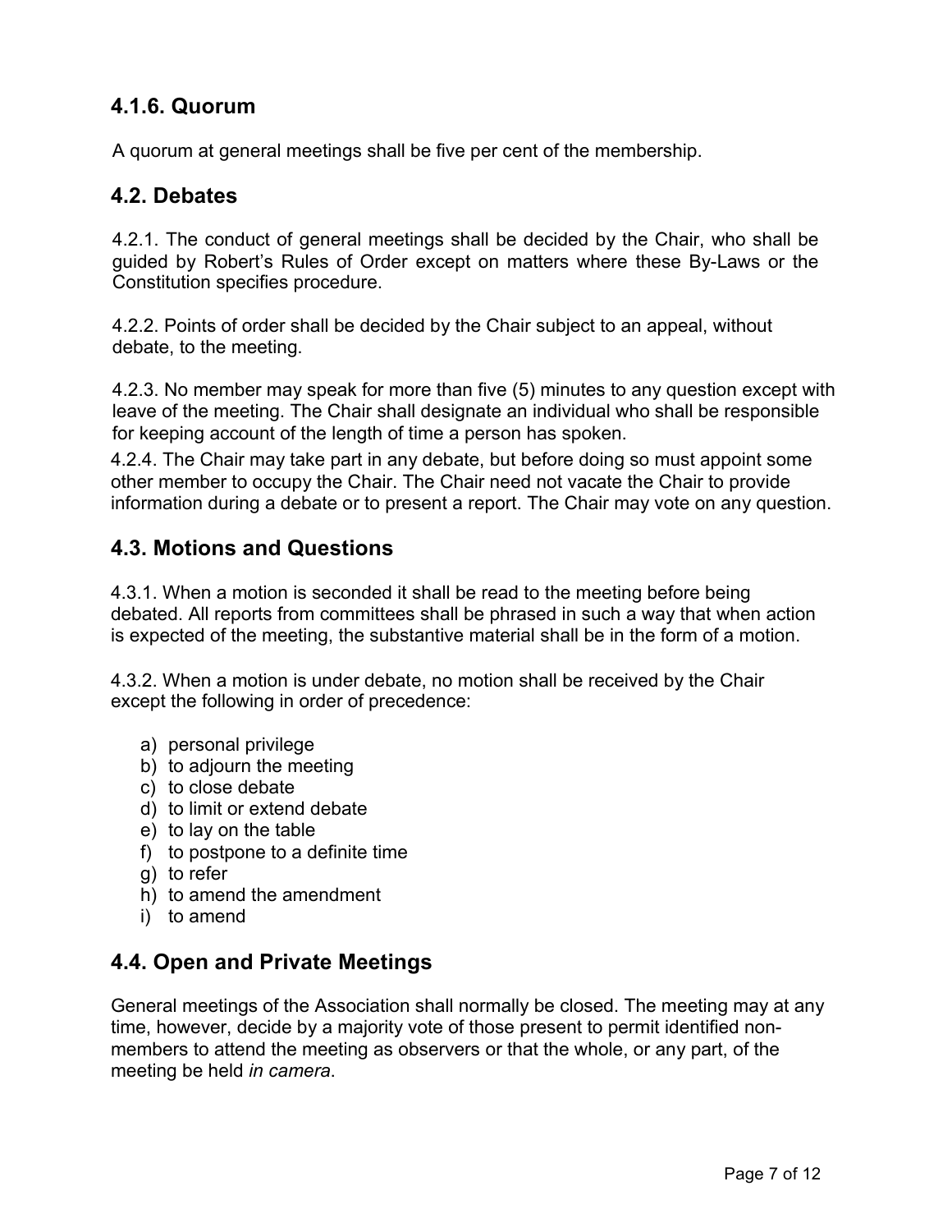### 4.1.6. Quorum

A quorum at general meetings shall be five per cent of the membership.

## 4.2. Debates

4.2.1. The conduct of general meetings shall be decided by the Chair, who shall be guided by Robert's Rules of Order except on matters where these By-Laws or the Constitution specifies procedure.

4.2.2. Points of order shall be decided by the Chair subject to an appeal, without debate, to the meeting.

4.2.3. No member may speak for more than five (5) minutes to any question except with leave of the meeting. The Chair shall designate an individual who shall be responsible for keeping account of the length of time a person has spoken.

4.2.4. The Chair may take part in any debate, but before doing so must appoint some other member to occupy the Chair. The Chair need not vacate the Chair to provide information during a debate or to present a report. The Chair may vote on any question.

## 4.3. Motions and Questions

4.3.1. When a motion is seconded it shall be read to the meeting before being debated. All reports from committees shall be phrased in such a way that when action is expected of the meeting, the substantive material shall be in the form of a motion.

4.3.2. When a motion is under debate, no motion shall be received by the Chair except the following in order of precedence:

a) personal privilege
b) to adjourn the meeting
c) to close debate
d) to limit or extend debate
e) to lay on the table
f) to postpone to a definite time
g) to refer
h) to amend the amendment
i) to amend

## 4.4. Open and Private Meetings

General meetings of the Association shall normally be closed. The meeting may at any time, however, decide by a majority vote of those present to permit identified non-members to attend the meeting as observers or that the whole, or any part, of the meeting be held *in camera*.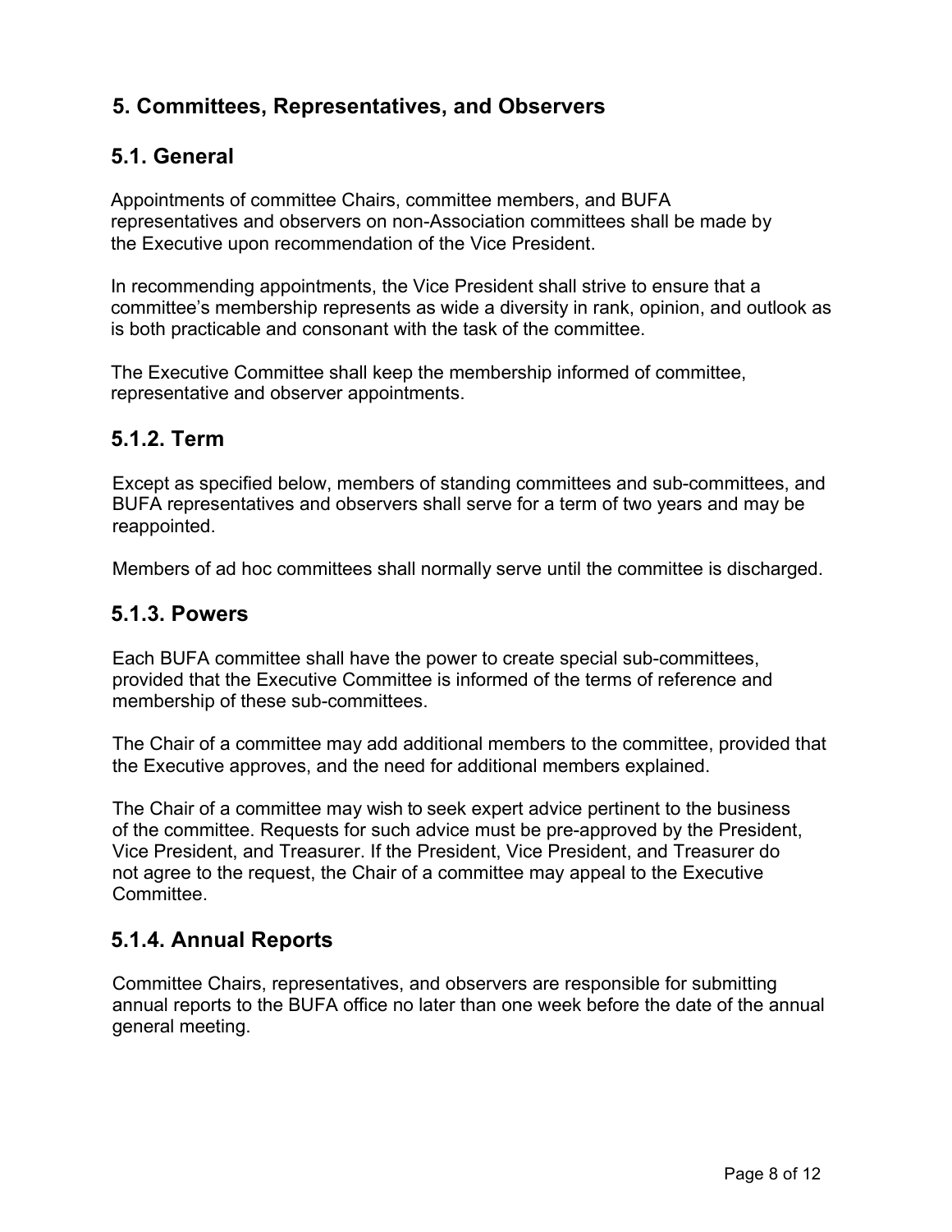# 5. Committees, Representatives, and Observers

## 5.1. General

Appointments of committee Chairs, committee members, and BUFA representatives and observers on non-Association committees shall be made by the Executive upon recommendation of the Vice President.

In recommending appointments, the Vice President shall strive to ensure that a committee's membership represents as wide a diversity in rank, opinion, and outlook as is both practicable and consonant with the task of the committee.

The Executive Committee shall keep the membership informed of committee, representative and observer appointments.

## 5.1.2. Term

Except as specified below, members of standing committees and sub-committees, and BUFA representatives and observers shall serve for a term of two years and may be reappointed.

Members of ad hoc committees shall normally serve until the committee is discharged.

## 5.1.3. Powers

Each BUFA committee shall have the power to create special sub-committees, provided that the Executive Committee is informed of the terms of reference and membership of these sub-committees.

The Chair of a committee may add additional members to the committee, provided that the Executive approves, and the need for additional members explained.

The Chair of a committee may wish to seek expert advice pertinent to the business of the committee. Requests for such advice must be pre-approved by the President, Vice President, and Treasurer. If the President, Vice President, and Treasurer do not agree to the request, the Chair of a committee may appeal to the Executive Committee.

## 5.1.4. Annual Reports

Committee Chairs, representatives, and observers are responsible for submitting annual reports to the BUFA office no later than one week before the date of the annual general meeting.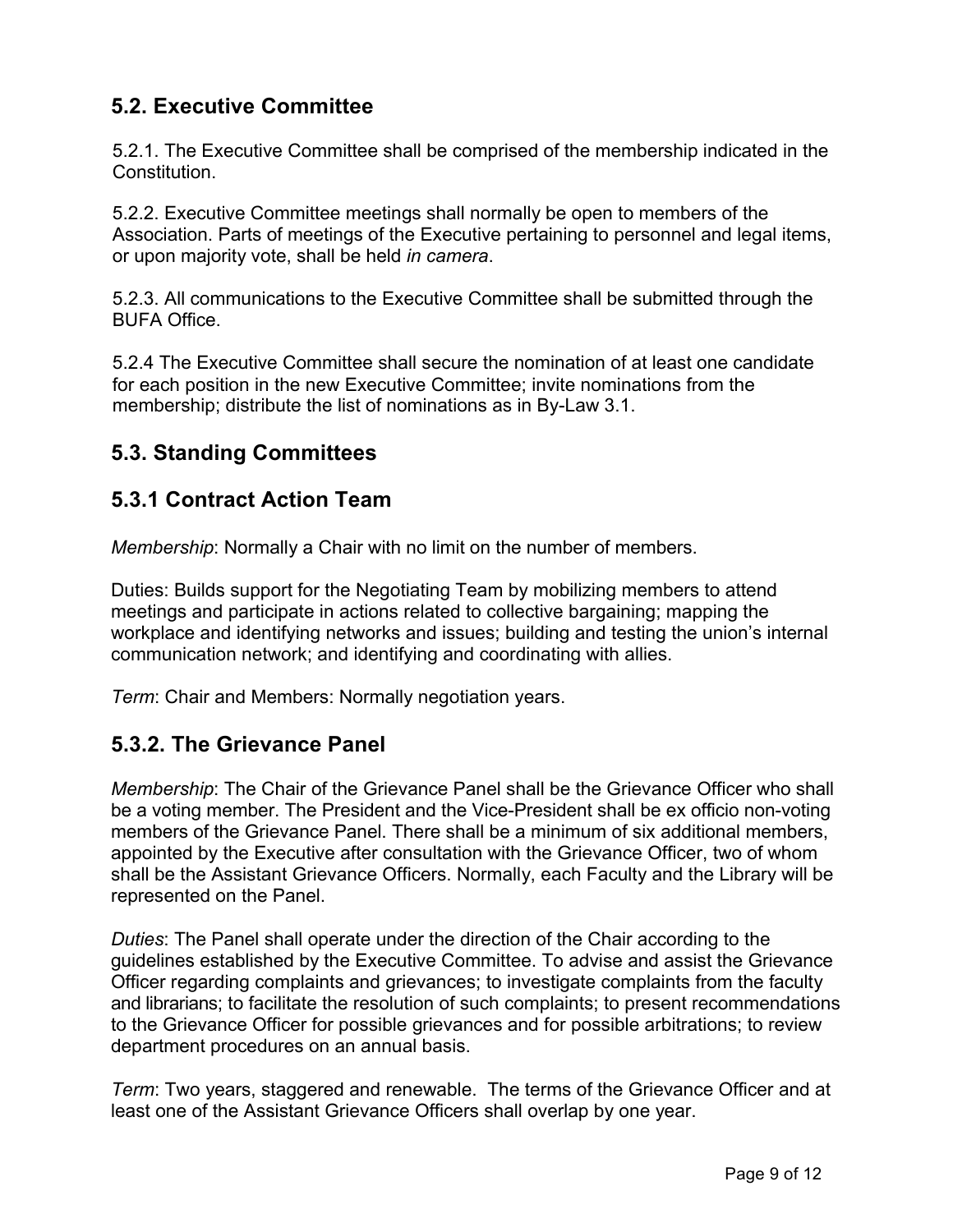## 5.2. Executive Committee

5.2.1. The Executive Committee shall be comprised of the membership indicated in the Constitution.

5.2.2. Executive Committee meetings shall normally be open to members of the Association. Parts of meetings of the Executive pertaining to personnel and legal items, or upon majority vote, shall be held *in camera*.

5.2.3. All communications to the Executive Committee shall be submitted through the BUFA Office.

5.2.4 The Executive Committee shall secure the nomination of at least one candidate for each position in the new Executive Committee; invite nominations from the membership; distribute the list of nominations as in By-Law 3.1.

## 5.3. Standing Committees

## 5.3.1 Contract Action Team

*Membership*: Normally a Chair with no limit on the number of members.

Duties: Builds support for the Negotiating Team by mobilizing members to attend meetings and participate in actions related to collective bargaining; mapping the workplace and identifying networks and issues; building and testing the union's internal communication network; and identifying and coordinating with allies.

*Term*: Chair and Members: Normally negotiation years.

## 5.3.2. The Grievance Panel

*Membership*: The Chair of the Grievance Panel shall be the Grievance Officer who shall be a voting member. The President and the Vice-President shall be ex officio non-voting members of the Grievance Panel. There shall be a minimum of six additional members, appointed by the Executive after consultation with the Grievance Officer, two of whom shall be the Assistant Grievance Officers. Normally, each Faculty and the Library will be represented on the Panel.

*Duties*: The Panel shall operate under the direction of the Chair according to the guidelines established by the Executive Committee. To advise and assist the Grievance Officer regarding complaints and grievances; to investigate complaints from the faculty and librarians; to facilitate the resolution of such complaints; to present recommendations to the Grievance Officer for possible grievances and for possible arbitrations; to review department procedures on an annual basis.

*Term*: Two years, staggered and renewable. The terms of the Grievance Officer and at least one of the Assistant Grievance Officers shall overlap by one year.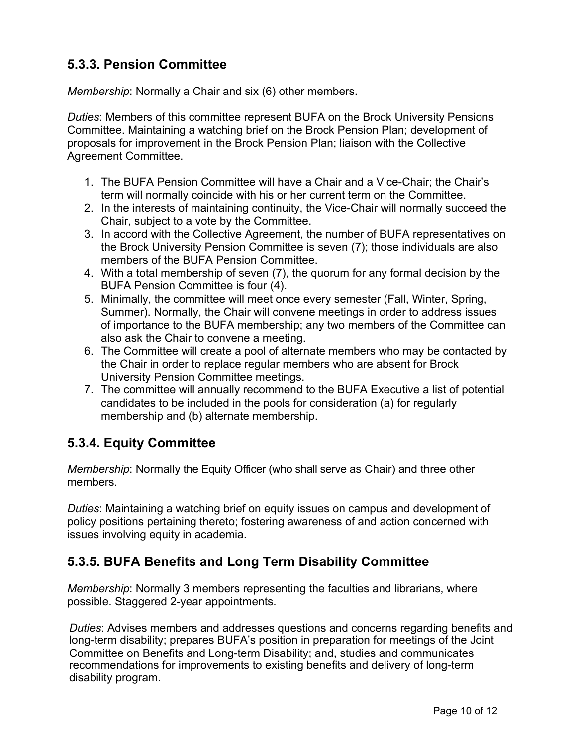## 5.3.3. Pension Committee

*Membership*: Normally a Chair and six (6) other members.

*Duties*: Members of this committee represent BUFA on the Brock University Pensions Committee. Maintaining a watching brief on the Brock Pension Plan; development of proposals for improvement in the Brock Pension Plan; liaison with the Collective Agreement Committee.

1. The BUFA Pension Committee will have a Chair and a Vice-Chair; the Chair's term will normally coincide with his or her current term on the Committee.
2. In the interests of maintaining continuity, the Vice-Chair will normally succeed the Chair, subject to a vote by the Committee.
3. In accord with the Collective Agreement, the number of BUFA representatives on the Brock University Pension Committee is seven (7); those individuals are also members of the BUFA Pension Committee.
4. With a total membership of seven (7), the quorum for any formal decision by the BUFA Pension Committee is four (4).
5. Minimally, the committee will meet once every semester (Fall, Winter, Spring, Summer). Normally, the Chair will convene meetings in order to address issues of importance to the BUFA membership; any two members of the Committee can also ask the Chair to convene a meeting.
6. The Committee will create a pool of alternate members who may be contacted by the Chair in order to replace regular members who are absent for Brock University Pension Committee meetings.
7. The committee will annually recommend to the BUFA Executive a list of potential candidates to be included in the pools for consideration (a) for regularly membership and (b) alternate membership.

## 5.3.4. Equity Committee

*Membership*: Normally the Equity Officer (who shall serve as Chair) and three other members.

*Duties*: Maintaining a watching brief on equity issues on campus and development of policy positions pertaining thereto; fostering awareness of and action concerned with issues involving equity in academia.

## 5.3.5. BUFA Benefits and Long Term Disability Committee

*Membership*: Normally 3 members representing the faculties and librarians, where possible. Staggered 2-year appointments.

*Duties*: Advises members and addresses questions and concerns regarding benefits and long-term disability; prepares BUFA's position in preparation for meetings of the Joint Committee on Benefits and Long-term Disability; and, studies and communicates recommendations for improvements to existing benefits and delivery of long-term disability program.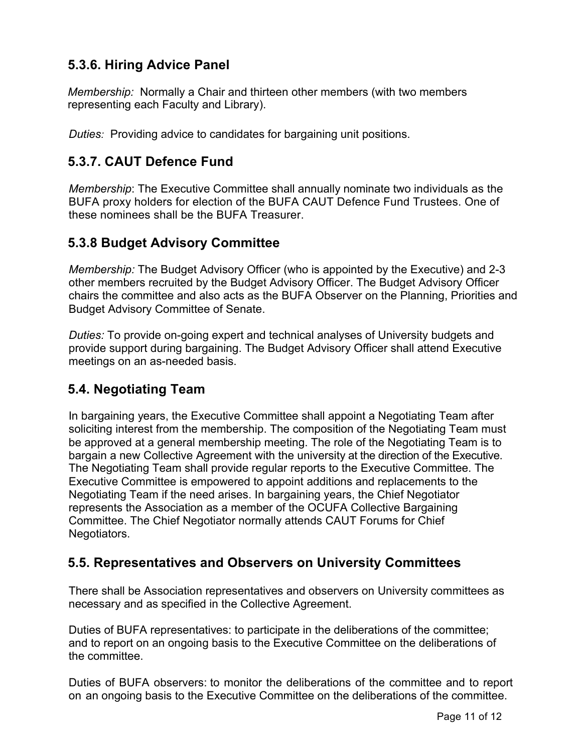### 5.3.6. Hiring Advice Panel

*Membership:* Normally a Chair and thirteen other members (with two members representing each Faculty and Library).

*Duties:* Providing advice to candidates for bargaining unit positions.

### 5.3.7. CAUT Defence Fund

*Membership*: The Executive Committee shall annually nominate two individuals as the BUFA proxy holders for election of the BUFA CAUT Defence Fund Trustees. One of these nominees shall be the BUFA Treasurer.

### 5.3.8 Budget Advisory Committee

*Membership:* The Budget Advisory Officer (who is appointed by the Executive) and 2-3 other members recruited by the Budget Advisory Officer. The Budget Advisory Officer chairs the committee and also acts as the BUFA Observer on the Planning, Priorities and Budget Advisory Committee of Senate.

*Duties:* To provide on-going expert and technical analyses of University budgets and provide support during bargaining. The Budget Advisory Officer shall attend Executive meetings on an as-needed basis.

## 5.4. Negotiating Team

In bargaining years, the Executive Committee shall appoint a Negotiating Team after soliciting interest from the membership. The composition of the Negotiating Team must be approved at a general membership meeting. The role of the Negotiating Team is to bargain a new Collective Agreement with the university at the direction of the Executive. The Negotiating Team shall provide regular reports to the Executive Committee. The Executive Committee is empowered to appoint additions and replacements to the Negotiating Team if the need arises. In bargaining years, the Chief Negotiator represents the Association as a member of the OCUFA Collective Bargaining Committee. The Chief Negotiator normally attends CAUT Forums for Chief Negotiators.

## 5.5. Representatives and Observers on University Committees

There shall be Association representatives and observers on University committees as necessary and as specified in the Collective Agreement.

Duties of BUFA representatives: to participate in the deliberations of the committee; and to report on an ongoing basis to the Executive Committee on the deliberations of the committee.

Duties of BUFA observers: to monitor the deliberations of the committee and to report on an ongoing basis to the Executive Committee on the deliberations of the committee.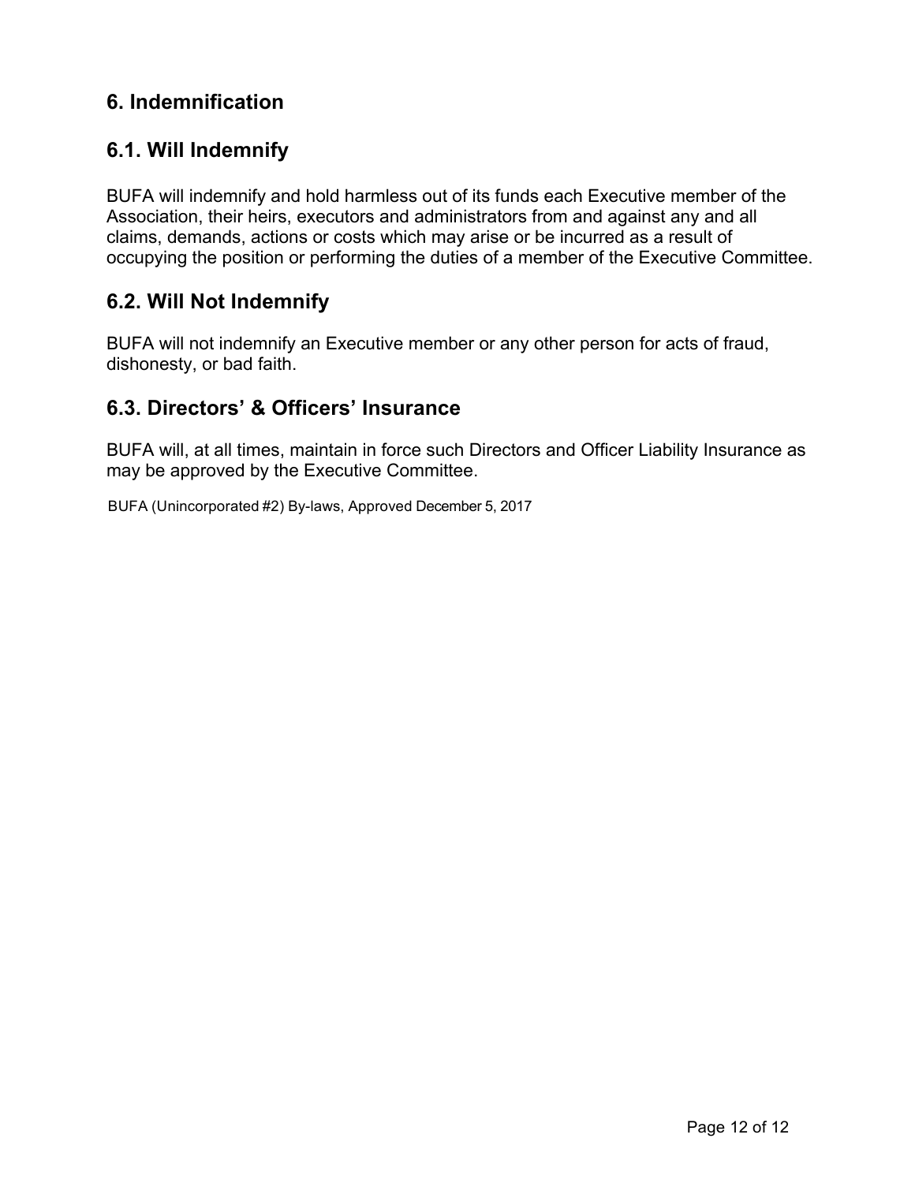## 6. Indemnification

### 6.1. Will Indemnify

BUFA will indemnify and hold harmless out of its funds each Executive member of the Association, their heirs, executors and administrators from and against any and all claims, demands, actions or costs which may arise or be incurred as a result of occupying the position or performing the duties of a member of the Executive Committee.

### 6.2. Will Not Indemnify

BUFA will not indemnify an Executive member or any other person for acts of fraud, dishonesty, or bad faith.

### 6.3. Directors' & Officers' Insurance

BUFA will, at all times, maintain in force such Directors and Officer Liability Insurance as may be approved by the Executive Committee.

BUFA (Unincorporated #2) By-laws, Approved December 5, 2017